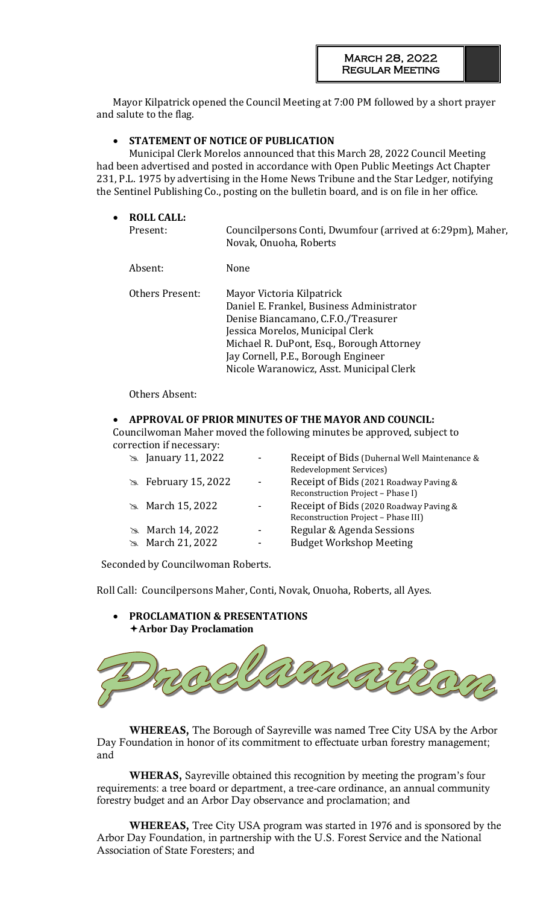**March 28, 2022**
**Regular Meeting**

Mayor Kilpatrick opened the Council Meeting at 7:00 PM followed by a short prayer and salute to the flag.

- **STATEMENT OF NOTICE OF PUBLICATION**

Municipal Clerk Morelos announced that this March 28, 2022 Council Meeting had been advertised and posted in accordance with Open Public Meetings Act Chapter 231, P.L. 1975 by advertising in the Home News Tribune and the Star Ledger, notifying the Sentinel Publishing Co., posting on the bulletin board, and is on file in her office.

- **ROLL CALL:**

| | |
|---|---|
| Present: | Councilpersons Conti, Dwumfour (arrived at 6:29pm), Maher, Novak, Onuoha, Roberts |
| Absent: | None |
| Others Present: | Mayor Victoria Kilpatrick<br>Daniel E. Frankel, Business Administrator<br>Denise Biancamano, C.F.O./Treasurer<br>Jessica Morelos, Municipal Clerk<br>Michael R. DuPont, Esq., Borough Attorney<br>Jay Cornell, P.E., Borough Engineer<br>Nicole Waranowicz, Asst. Municipal Clerk |

Others Absent:

- **APPROVAL OF PRIOR MINUTES OF THE MAYOR AND COUNCIL:**

Councilwoman Maher moved the following minutes be approved, subject to correction if necessary:

| | | |
|---|---|---|
| January 11, 2022 | - | Receipt of Bids (Duhernal Well Maintenance & Redevelopment Services) |
| February 15, 2022 | - | Receipt of Bids (2021 Roadway Paving & Reconstruction Project – Phase I) |
| March 15, 2022 | - | Receipt of Bids (2020 Roadway Paving & Reconstruction Project – Phase III) |
| March 14, 2022 | - | Regular & Agenda Sessions |
| March 21, 2022 | - | Budget Workshop Meeting |

Seconded by Councilwoman Roberts.

Roll Call: Councilpersons Maher, Conti, Novak, Onuoha, Roberts, all Ayes.

- **PROCLAMATION & PRESENTATIONS**
  - ✦**Arbor Day Proclamation**

# Proclamation

**WHEREAS,** The Borough of Sayreville was named Tree City USA by the Arbor Day Foundation in honor of its commitment to effectuate urban forestry management; and

**WHERAS,** Sayreville obtained this recognition by meeting the program's four requirements: a tree board or department, a tree-care ordinance, an annual community forestry budget and an Arbor Day observance and proclamation; and

**WHEREAS,** Tree City USA program was started in 1976 and is sponsored by the Arbor Day Foundation, in partnership with the U.S. Forest Service and the National Association of State Foresters; and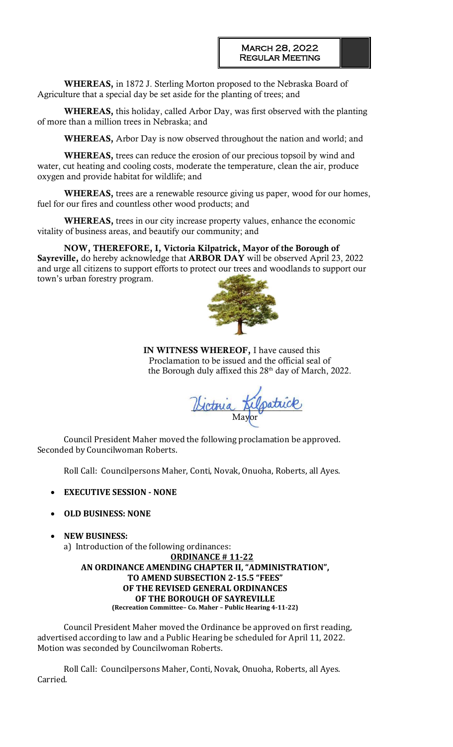**WHEREAS,** in 1872 J. Sterling Morton proposed to the Nebraska Board of Agriculture that a special day be set aside for the planting of trees; and

**WHEREAS,** this holiday, called Arbor Day, was first observed with the planting of more than a million trees in Nebraska; and

**WHEREAS,** Arbor Day is now observed throughout the nation and world; and

**WHEREAS,** trees can reduce the erosion of our precious topsoil by wind and water, cut heating and cooling costs, moderate the temperature, clean the air, produce oxygen and provide habitat for wildlife; and

**WHEREAS,** trees are a renewable resource giving us paper, wood for our homes, fuel for our fires and countless other wood products; and

**WHEREAS,** trees in our city increase property values, enhance the economic vitality of business areas, and beautify our community; and

**NOW, THEREFORE, I, Victoria Kilpatrick, Mayor of the Borough of Sayreville,** do hereby acknowledge that **ARBOR DAY** will be observed April 23, 2022 and urge all citizens to support efforts to protect our trees and woodlands to support our town's urban forestry program.

**IN WITNESS WHEREOF,** I have caused this Proclamation to be issued and the official seal of the Borough duly affixed this 28th day of March, 2022.

Victoria Kilpatrick
Mayor

Council President Maher moved the following proclamation be approved. Seconded by Councilwoman Roberts.

Roll Call: Councilpersons Maher, Conti, Novak, Onuoha, Roberts, all Ayes.

- **EXECUTIVE SESSION - NONE**
- **OLD BUSINESS: NONE**
- **NEW BUSINESS:**
  a) Introduction of the following ordinances:

**ORDINANCE # 11-22**
**AN ORDINANCE AMENDING CHAPTER II, "ADMINISTRATION", TO AMEND SUBSECTION 2-15.5 "FEES" OF THE REVISED GENERAL ORDINANCES OF THE BOROUGH OF SAYREVILLE**
**(Recreation Committee– Co. Maher – Public Hearing 4-11-22)**

Council President Maher moved the Ordinance be approved on first reading, advertised according to law and a Public Hearing be scheduled for April 11, 2022. Motion was seconded by Councilwoman Roberts.

Roll Call: Councilpersons Maher, Conti, Novak, Onuoha, Roberts, all Ayes. Carried.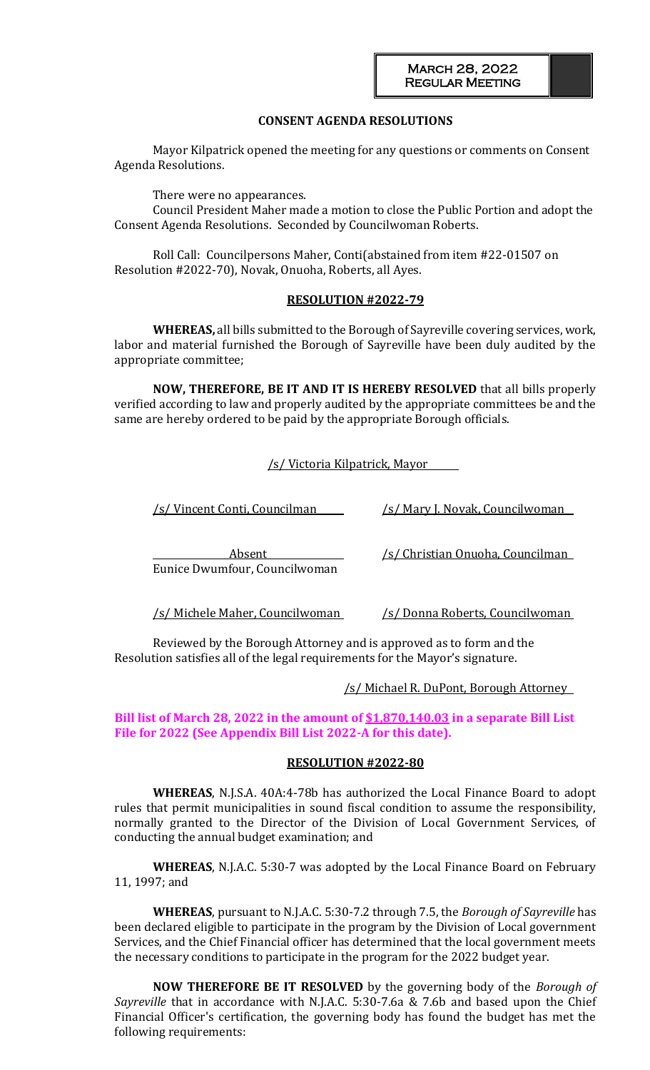**CONSENT AGENDA RESOLUTIONS**

Mayor Kilpatrick opened the meeting for any questions or comments on Consent Agenda Resolutions.

There were no appearances.

Council President Maher made a motion to close the Public Portion and adopt the Consent Agenda Resolutions. Seconded by Councilwoman Roberts.

Roll Call: Councilpersons Maher, Conti(abstained from item #22-01507 on Resolution #2022-70), Novak, Onuoha, Roberts, all Ayes.

**RESOLUTION #2022-79**

**WHEREAS,** all bills submitted to the Borough of Sayreville covering services, work, labor and material furnished the Borough of Sayreville have been duly audited by the appropriate committee;

**NOW, THEREFORE, BE IT AND IT IS HEREBY RESOLVED** that all bills properly verified according to law and properly audited by the appropriate committees be and the same are hereby ordered to be paid by the appropriate Borough officials.

/s/ Victoria Kilpatrick, Mayor

/s/ Vincent Conti, Councilman

/s/ Mary J. Novak, Councilwoman

Absent
Eunice Dwumfour, Councilwoman

/s/ Christian Onuoha, Councilman

/s/ Michele Maher, Councilwoman

/s/ Donna Roberts, Councilwoman

Reviewed by the Borough Attorney and is approved as to form and the Resolution satisfies all of the legal requirements for the Mayor's signature.

/s/ Michael R. DuPont, Borough Attorney

**Bill list of March 28, 2022 in the amount of $1,870,140.03 in a separate Bill List File for 2022 (See Appendix Bill List 2022-A for this date).**

**RESOLUTION #2022-80**

**WHEREAS**, N.J.S.A. 40A:4-78b has authorized the Local Finance Board to adopt rules that permit municipalities in sound fiscal condition to assume the responsibility, normally granted to the Director of the Division of Local Government Services, of conducting the annual budget examination; and

**WHEREAS**, N.J.A.C. 5:30-7 was adopted by the Local Finance Board on February 11, 1997; and

**WHEREAS**, pursuant to N.J.A.C. 5:30-7.2 through 7.5, the *Borough of Sayreville* has been declared eligible to participate in the program by the Division of Local government Services, and the Chief Financial officer has determined that the local government meets the necessary conditions to participate in the program for the 2022 budget year.

**NOW THEREFORE BE IT RESOLVED** by the governing body of the *Borough of Sayreville* that in accordance with N.J.A.C. 5:30-7.6a & 7.6b and based upon the Chief Financial Officer's certification, the governing body has found the budget has met the following requirements: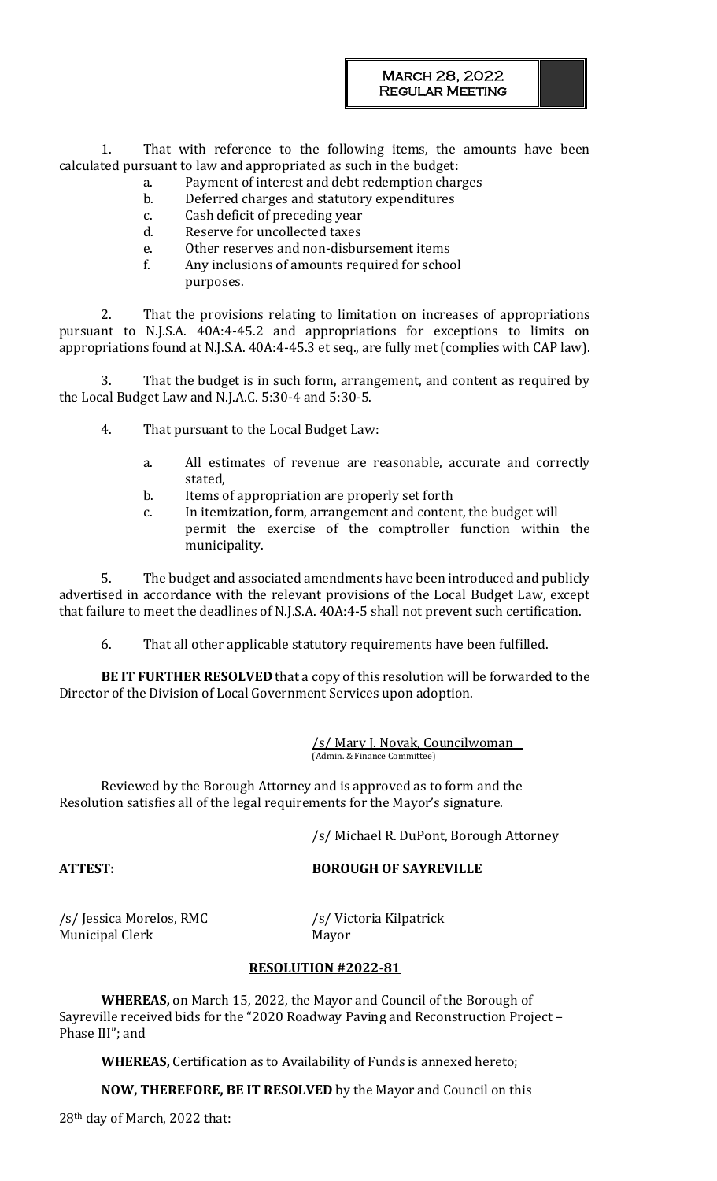1. That with reference to the following items, the amounts have been calculated pursuant to law and appropriated as such in the budget:
   a. Payment of interest and debt redemption charges
   b. Deferred charges and statutory expenditures
   c. Cash deficit of preceding year
   d. Reserve for uncollected taxes
   e. Other reserves and non-disbursement items
   f. Any inclusions of amounts required for school purposes.

2. That the provisions relating to limitation on increases of appropriations pursuant to N.J.S.A. 40A:4-45.2 and appropriations for exceptions to limits on appropriations found at N.J.S.A. 40A:4-45.3 et seq., are fully met (complies with CAP law).

3. That the budget is in such form, arrangement, and content as required by the Local Budget Law and N.J.A.C. 5:30-4 and 5:30-5.

4. That pursuant to the Local Budget Law:
   a. All estimates of revenue are reasonable, accurate and correctly stated,
   b. Items of appropriation are properly set forth
   c. In itemization, form, arrangement and content, the budget will permit the exercise of the comptroller function within the municipality.

5. The budget and associated amendments have been introduced and publicly advertised in accordance with the relevant provisions of the Local Budget Law, except that failure to meet the deadlines of N.J.S.A. 40A:4-5 shall not prevent such certification.

6. That all other applicable statutory requirements have been fulfilled.

**BE IT FURTHER RESOLVED** that a copy of this resolution will be forwarded to the Director of the Division of Local Government Services upon adoption.

/s/ Mary J. Novak, Councilwoman
(Admin. & Finance Committee)

Reviewed by the Borough Attorney and is approved as to form and the Resolution satisfies all of the legal requirements for the Mayor's signature.

/s/ Michael R. DuPont, Borough Attorney

**ATTEST:** **BOROUGH OF SAYREVILLE**

/s/ Jessica Morelos, RMC
Municipal Clerk

/s/ Victoria Kilpatrick
Mayor

**RESOLUTION #2022-81**

**WHEREAS,** on March 15, 2022, the Mayor and Council of the Borough of Sayreville received bids for the "2020 Roadway Paving and Reconstruction Project – Phase III"; and

**WHEREAS,** Certification as to Availability of Funds is annexed hereto;

**NOW, THEREFORE, BE IT RESOLVED** by the Mayor and Council on this 28th day of March, 2022 that: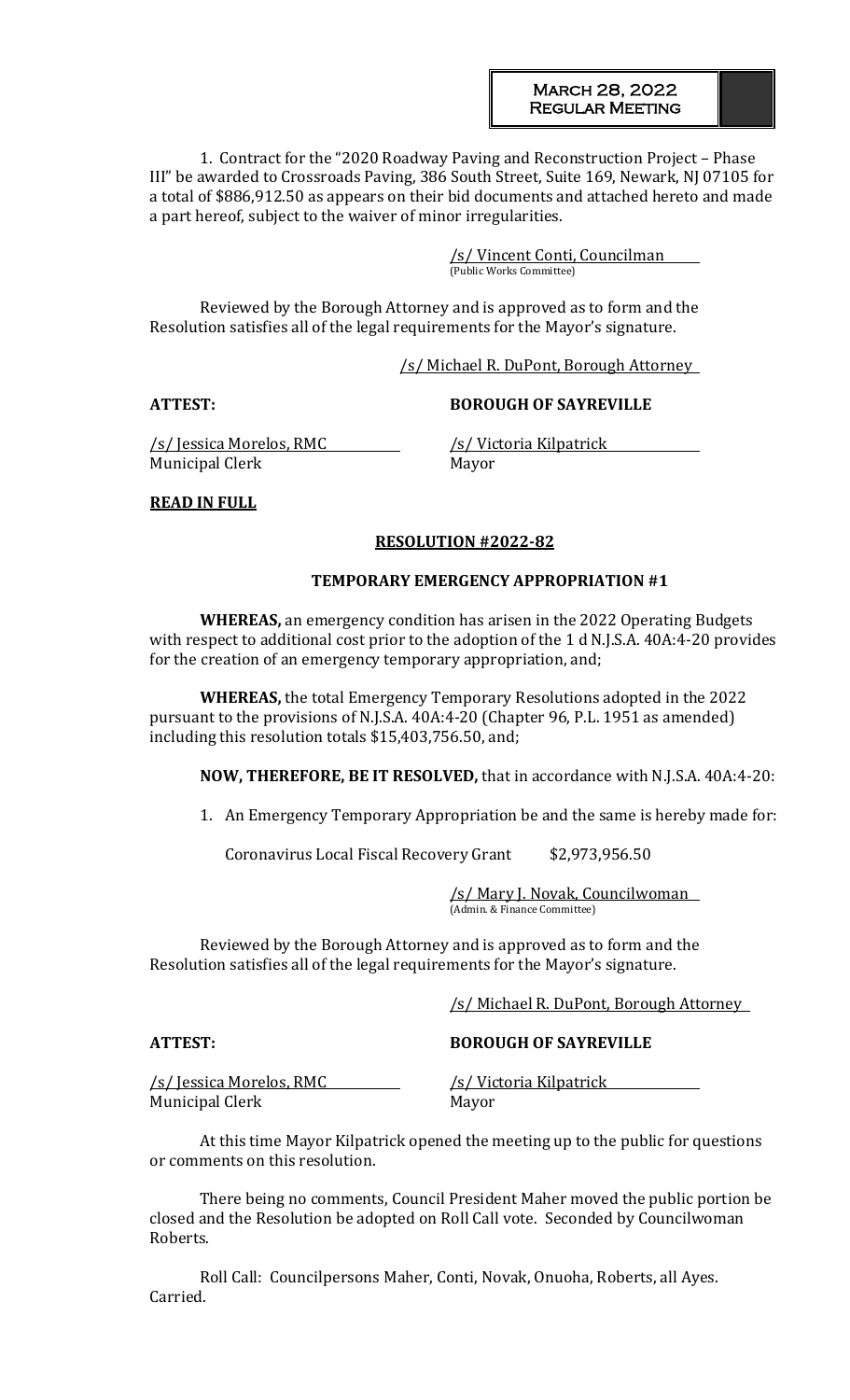1. Contract for the "2020 Roadway Paving and Reconstruction Project – Phase III" be awarded to Crossroads Paving, 386 South Street, Suite 169, Newark, NJ 07105 for a total of $886,912.50 as appears on their bid documents and attached hereto and made a part hereof, subject to the waiver of minor irregularities.

/s/ Vincent Conti, Councilman
(Public Works Committee)

Reviewed by the Borough Attorney and is approved as to form and the Resolution satisfies all of the legal requirements for the Mayor's signature.

/s/ Michael R. DuPont, Borough Attorney

**ATTEST:** **BOROUGH OF SAYREVILLE**

/s/ Jessica Morelos, RMC
Municipal Clerk

/s/ Victoria Kilpatrick
Mayor

**READ IN FULL**

**RESOLUTION #2022-82**

**TEMPORARY EMERGENCY APPROPRIATION #1**

**WHEREAS,** an emergency condition has arisen in the 2022 Operating Budgets with respect to additional cost prior to the adoption of the 1 d N.J.S.A. 40A:4-20 provides for the creation of an emergency temporary appropriation, and;

**WHEREAS,** the total Emergency Temporary Resolutions adopted in the 2022 pursuant to the provisions of N.J.S.A. 40A:4-20 (Chapter 96, P.L. 1951 as amended) including this resolution totals $15,403,756.50, and;

**NOW, THEREFORE, BE IT RESOLVED,** that in accordance with N.J.S.A. 40A:4-20:

1. An Emergency Temporary Appropriation be and the same is hereby made for:

   Coronavirus Local Fiscal Recovery Grant $2,973,956.50

/s/ Mary J. Novak, Councilwoman
(Admin. & Finance Committee)

Reviewed by the Borough Attorney and is approved as to form and the Resolution satisfies all of the legal requirements for the Mayor's signature.

/s/ Michael R. DuPont, Borough Attorney

**ATTEST:** **BOROUGH OF SAYREVILLE**

/s/ Jessica Morelos, RMC
Municipal Clerk

/s/ Victoria Kilpatrick
Mayor

At this time Mayor Kilpatrick opened the meeting up to the public for questions or comments on this resolution.

There being no comments, Council President Maher moved the public portion be closed and the Resolution be adopted on Roll Call vote. Seconded by Councilwoman Roberts.

Roll Call: Councilpersons Maher, Conti, Novak, Onuoha, Roberts, all Ayes. Carried.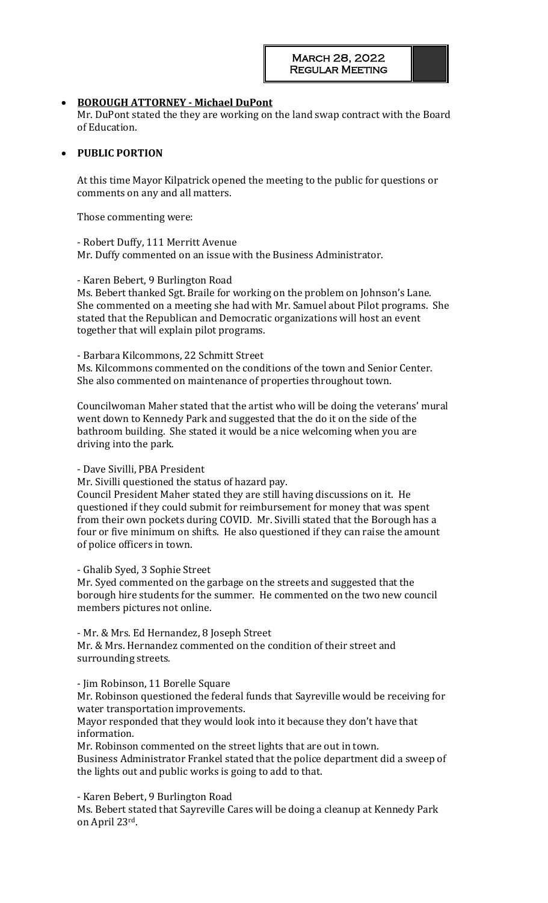- **BOROUGH ATTORNEY - Michael DuPont**

  Mr. DuPont stated the they are working on the land swap contract with the Board of Education.

- **PUBLIC PORTION**

  At this time Mayor Kilpatrick opened the meeting to the public for questions or comments on any and all matters.

  Those commenting were:

  - Robert Duffy, 111 Merritt Avenue
  Mr. Duffy commented on an issue with the Business Administrator.

  - Karen Bebert, 9 Burlington Road
  Ms. Bebert thanked Sgt. Braile for working on the problem on Johnson's Lane. She commented on a meeting she had with Mr. Samuel about Pilot programs. She stated that the Republican and Democratic organizations will host an event together that will explain pilot programs.

  - Barbara Kilcommons, 22 Schmitt Street
  Ms. Kilcommons commented on the conditions of the town and Senior Center. She also commented on maintenance of properties throughout town.

  Councilwoman Maher stated that the artist who will be doing the veterans' mural went down to Kennedy Park and suggested that the do it on the side of the bathroom building. She stated it would be a nice welcoming when you are driving into the park.

  - Dave Sivilli, PBA President
  Mr. Sivilli questioned the status of hazard pay.
  Council President Maher stated they are still having discussions on it. He questioned if they could submit for reimbursement for money that was spent from their own pockets during COVID. Mr. Sivilli stated that the Borough has a four or five minimum on shifts. He also questioned if they can raise the amount of police officers in town.

  - Ghalib Syed, 3 Sophie Street
  Mr. Syed commented on the garbage on the streets and suggested that the borough hire students for the summer. He commented on the two new council members pictures not online.

  - Mr. & Mrs. Ed Hernandez, 8 Joseph Street
  Mr. & Mrs. Hernandez commented on the condition of their street and surrounding streets.

  - Jim Robinson, 11 Borelle Square
  Mr. Robinson questioned the federal funds that Sayreville would be receiving for water transportation improvements.
  Mayor responded that they would look into it because they don't have that information.
  Mr. Robinson commented on the street lights that are out in town.
  Business Administrator Frankel stated that the police department did a sweep of the lights out and public works is going to add to that.

  - Karen Bebert, 9 Burlington Road
  Ms. Bebert stated that Sayreville Cares will be doing a cleanup at Kennedy Park on April 23rd.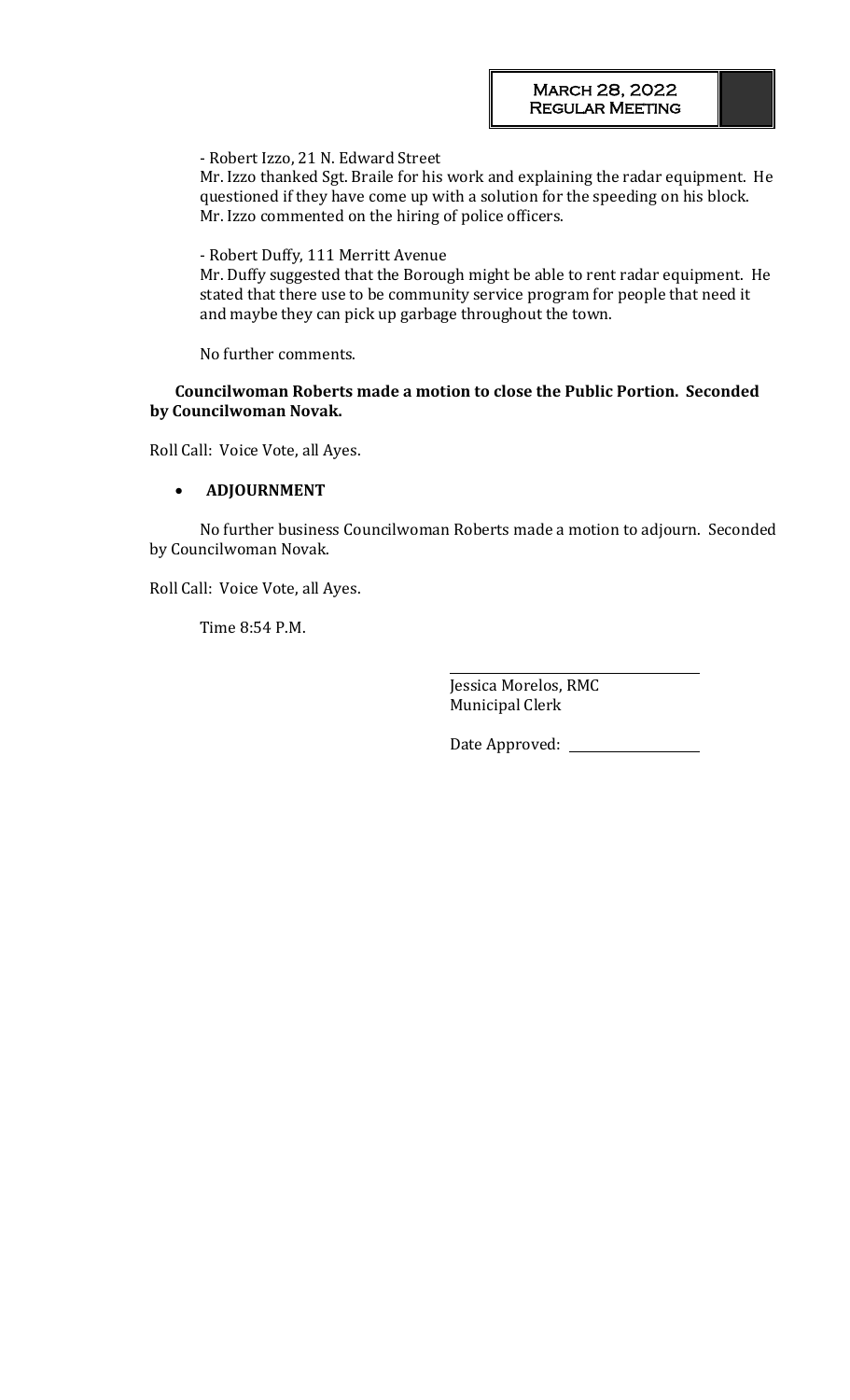- Robert Izzo, 21 N. Edward Street

Mr. Izzo thanked Sgt. Braile for his work and explaining the radar equipment. He questioned if they have come up with a solution for the speeding on his block. Mr. Izzo commented on the hiring of police officers.

- Robert Duffy, 111 Merritt Avenue

Mr. Duffy suggested that the Borough might be able to rent radar equipment. He stated that there use to be community service program for people that need it and maybe they can pick up garbage throughout the town.

No further comments.

**Councilwoman Roberts made a motion to close the Public Portion. Seconded by Councilwoman Novak.**

Roll Call: Voice Vote, all Ayes.

- **ADJOURNMENT**

No further business Councilwoman Roberts made a motion to adjourn. Seconded by Councilwoman Novak.

Roll Call: Voice Vote, all Ayes.

Time 8:54 P.M.

Jessica Morelos, RMC
Municipal Clerk

Date Approved: ___________________